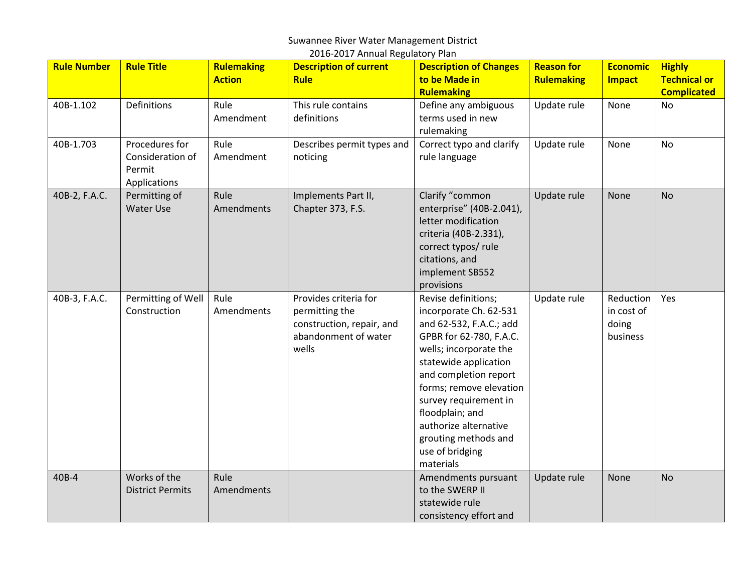Suwannee River Water Management District

2016-2017 Annual Regulatory Plan

| Rule Number | Rule Title | Rulemaking Action | Description of current Rule | Description of Changes to be Made in Rulemaking | Reason for Rulemaking | Economic Impact | Highly Technical or Complicated |
|---|---|---|---|---|---|---|---|
| 40B-1.102 | Definitions | Rule Amendment | This rule contains definitions | Define any ambiguous terms used in new rulemaking | Update rule | None | No |
| 40B-1.703 | Procedures for Consideration of Permit Applications | Rule Amendment | Describes permit types and noticing | Correct typo and clarify rule language | Update rule | None | No |
| 40B-2, F.A.C. | Permitting of Water Use | Rule Amendments | Implements Part II, Chapter 373, F.S. | Clarify "common enterprise" (40B-2.041), letter modification criteria (40B-2.331), correct typos/ rule citations, and implement SB552 provisions | Update rule | None | No |
| 40B-3, F.A.C. | Permitting of Well Construction | Rule Amendments | Provides criteria for permitting the construction, repair, and abandonment of water wells | Revise definitions; incorporate Ch. 62-531 and 62-532, F.A.C.; add GPBR for 62-780, F.A.C. wells; incorporate the statewide application and completion report forms; remove elevation survey requirement in floodplain; and authorize alternative grouting methods and use of bridging materials | Update rule | Reduction in cost of doing business | Yes |
| 40B-4 | Works of the District Permits | Rule Amendments | | Amendments pursuant to the SWERP II statewide rule consistency effort and | Update rule | None | No |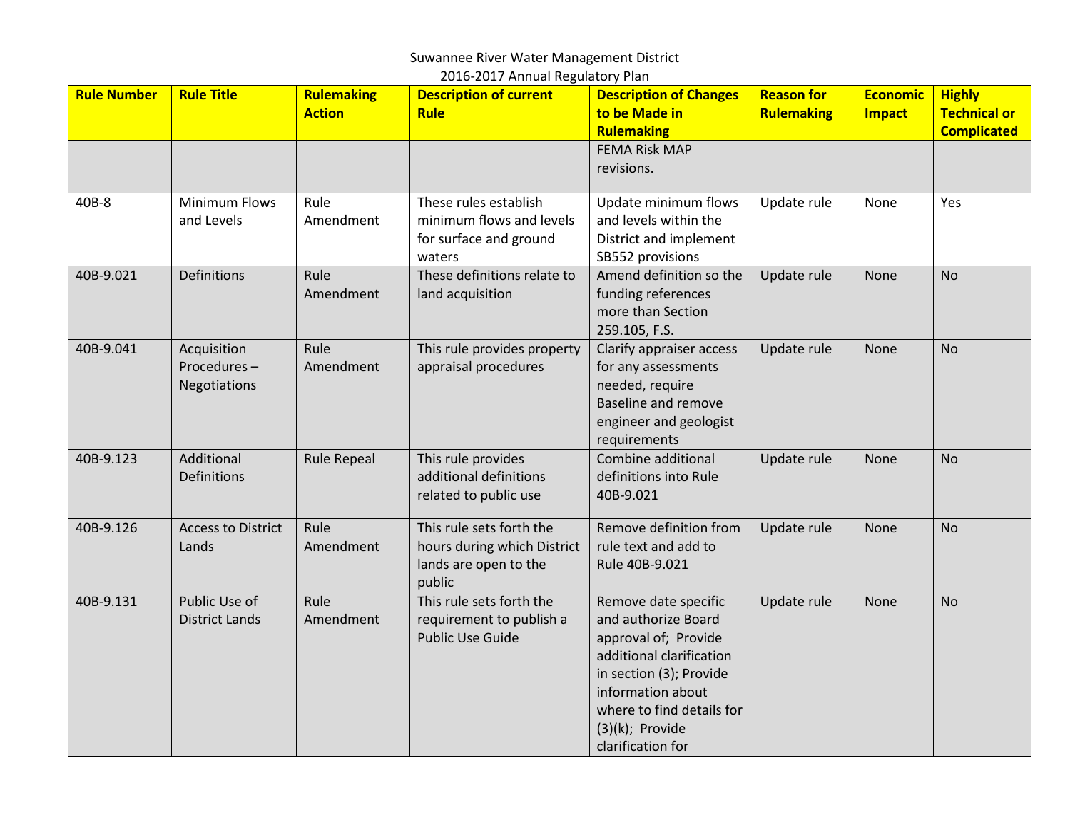Suwannee River Water Management District
2016-2017 Annual Regulatory Plan

| Rule Number | Rule Title | Rulemaking Action | Description of current Rule | Description of Changes to be Made in Rulemaking | Reason for Rulemaking | Economic Impact | Highly Technical or Complicated |
|---|---|---|---|---|---|---|---|
| | | | | FEMA Risk MAP revisions. | | | |
| 40B-8 | Minimum Flows and Levels | Rule Amendment | These rules establish minimum flows and levels for surface and ground waters | Update minimum flows and levels within the District and implement SB552 provisions | Update rule | None | Yes |
| 40B-9.021 | Definitions | Rule Amendment | These definitions relate to land acquisition | Amend definition so the funding references more than Section 259.105, F.S. | Update rule | None | No |
| 40B-9.041 | Acquisition Procedures – Negotiations | Rule Amendment | This rule provides property appraisal procedures | Clarify appraiser access for any assessments needed, require Baseline and remove engineer and geologist requirements | Update rule | None | No |
| 40B-9.123 | Additional Definitions | Rule Repeal | This rule provides additional definitions related to public use | Combine additional definitions into Rule 40B-9.021 | Update rule | None | No |
| 40B-9.126 | Access to District Lands | Rule Amendment | This rule sets forth the hours during which District lands are open to the public | Remove definition from rule text and add to Rule 40B-9.021 | Update rule | None | No |
| 40B-9.131 | Public Use of District Lands | Rule Amendment | This rule sets forth the requirement to publish a Public Use Guide | Remove date specific and authorize Board approval of; Provide additional clarification in section (3); Provide information about where to find details for (3)(k); Provide clarification for | Update rule | None | No |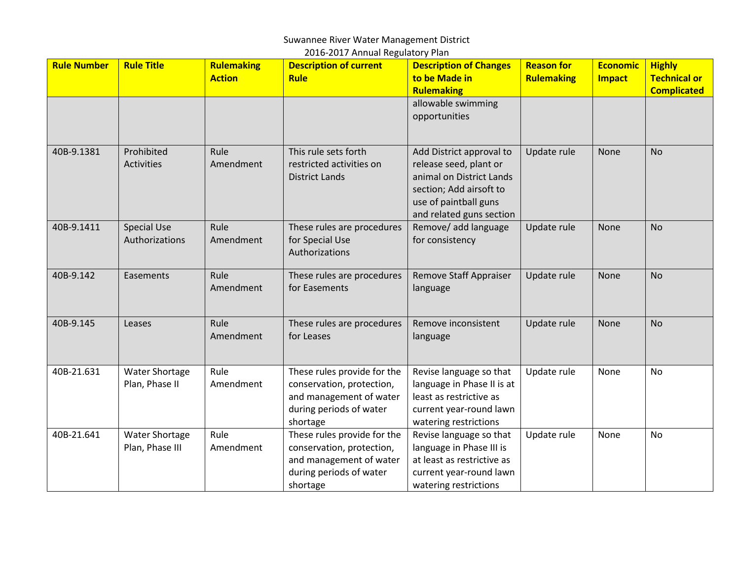Suwannee River Water Management District
2016-2017 Annual Regulatory Plan

| Rule Number | Rule Title | Rulemaking Action | Description of current Rule | Description of Changes to be Made in Rulemaking | Reason for Rulemaking | Economic Impact | Highly Technical or Complicated |
|---|---|---|---|---|---|---|---|
| | | | | allowable swimming opportunities | | | |
| 40B-9.1381 | Prohibited Activities | Rule Amendment | This rule sets forth restricted activities on District Lands | Add District approval to release seed, plant or animal on District Lands section; Add airsoft to use of paintball guns and related guns section | Update rule | None | No |
| 40B-9.1411 | Special Use Authorizations | Rule Amendment | These rules are procedures for Special Use Authorizations | Remove/ add language for consistency | Update rule | None | No |
| 40B-9.142 | Easements | Rule Amendment | These rules are procedures for Easements | Remove Staff Appraiser language | Update rule | None | No |
| 40B-9.145 | Leases | Rule Amendment | These rules are procedures for Leases | Remove inconsistent language | Update rule | None | No |
| 40B-21.631 | Water Shortage Plan, Phase II | Rule Amendment | These rules provide for the conservation, protection, and management of water during periods of water shortage | Revise language so that language in Phase II is at least as restrictive as current year-round lawn watering restrictions | Update rule | None | No |
| 40B-21.641 | Water Shortage Plan, Phase III | Rule Amendment | These rules provide for the conservation, protection, and management of water during periods of water shortage | Revise language so that language in Phase III is at least as restrictive as current year-round lawn watering restrictions | Update rule | None | No |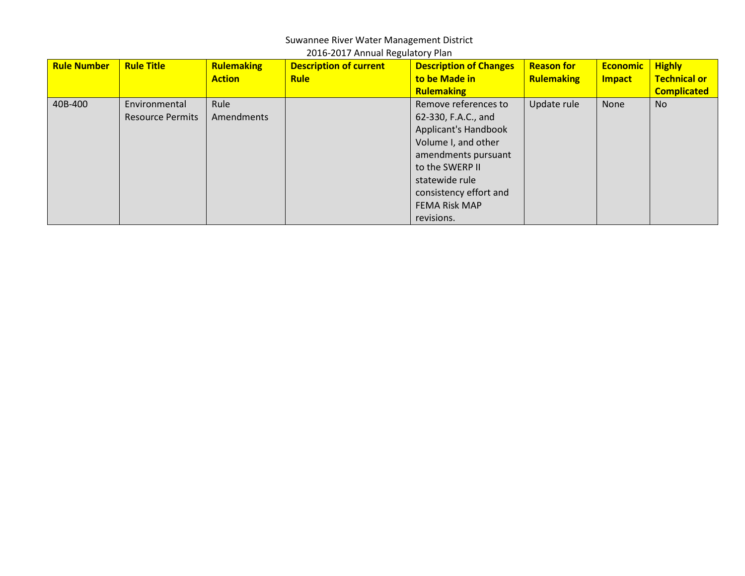Suwannee River Water Management District
2016-2017 Annual Regulatory Plan

| Rule Number | Rule Title | Rulemaking Action | Description of current Rule | Description of Changes to be Made in Rulemaking | Reason for Rulemaking | Economic Impact | Highly Technical or Complicated |
|---|---|---|---|---|---|---|---|
| 40B-400 | Environmental Resource Permits | Rule Amendments | | Remove references to 62-330, F.A.C., and Applicant's Handbook Volume I, and other amendments pursuant to the SWERP II statewide rule consistency effort and FEMA Risk MAP revisions. | Update rule | None | No |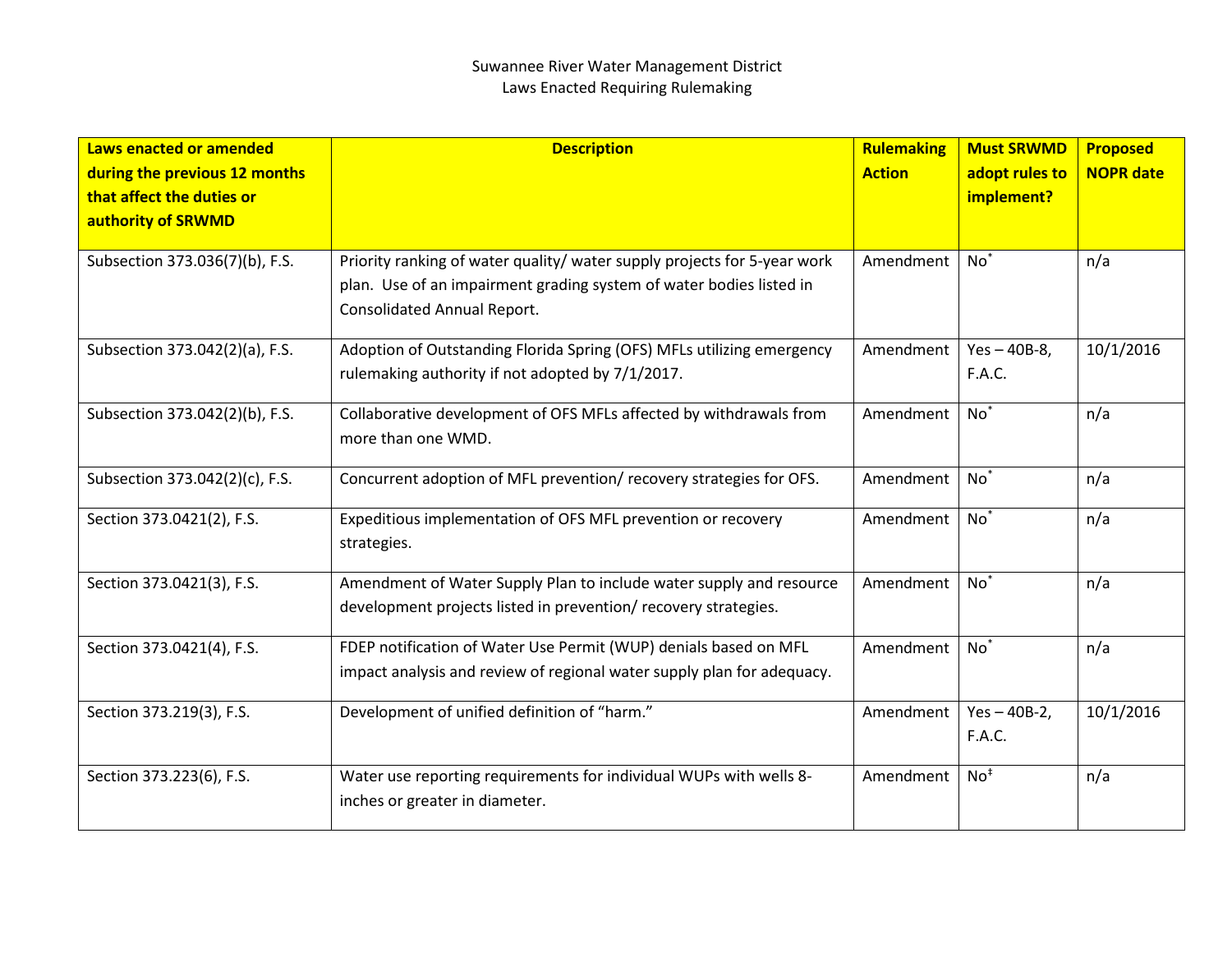Suwannee River Water Management District
Laws Enacted Requiring Rulemaking

| Laws enacted or amended during the previous 12 months that affect the duties or authority of SRWMD | Description | Rulemaking Action | Must SRWMD adopt rules to implement? | Proposed NOPR date |
|---|---|---|---|---|
| Subsection 373.036(7)(b), F.S. | Priority ranking of water quality/ water supply projects for 5-year work plan. Use of an impairment grading system of water bodies listed in Consolidated Annual Report. | Amendment | No* | n/a |
| Subsection 373.042(2)(a), F.S. | Adoption of Outstanding Florida Spring (OFS) MFLs utilizing emergency rulemaking authority if not adopted by 7/1/2017. | Amendment | Yes – 40B-8, F.A.C. | 10/1/2016 |
| Subsection 373.042(2)(b), F.S. | Collaborative development of OFS MFLs affected by withdrawals from more than one WMD. | Amendment | No* | n/a |
| Subsection 373.042(2)(c), F.S. | Concurrent adoption of MFL prevention/ recovery strategies for OFS. | Amendment | No* | n/a |
| Section 373.0421(2), F.S. | Expeditious implementation of OFS MFL prevention or recovery strategies. | Amendment | No* | n/a |
| Section 373.0421(3), F.S. | Amendment of Water Supply Plan to include water supply and resource development projects listed in prevention/ recovery strategies. | Amendment | No* | n/a |
| Section 373.0421(4), F.S. | FDEP notification of Water Use Permit (WUP) denials based on MFL impact analysis and review of regional water supply plan for adequacy. | Amendment | No* | n/a |
| Section 373.219(3), F.S. | Development of unified definition of "harm." | Amendment | Yes – 40B-2, F.A.C. | 10/1/2016 |
| Section 373.223(6), F.S. | Water use reporting requirements for individual WUPs with wells 8-inches or greater in diameter. | Amendment | No‡ | n/a |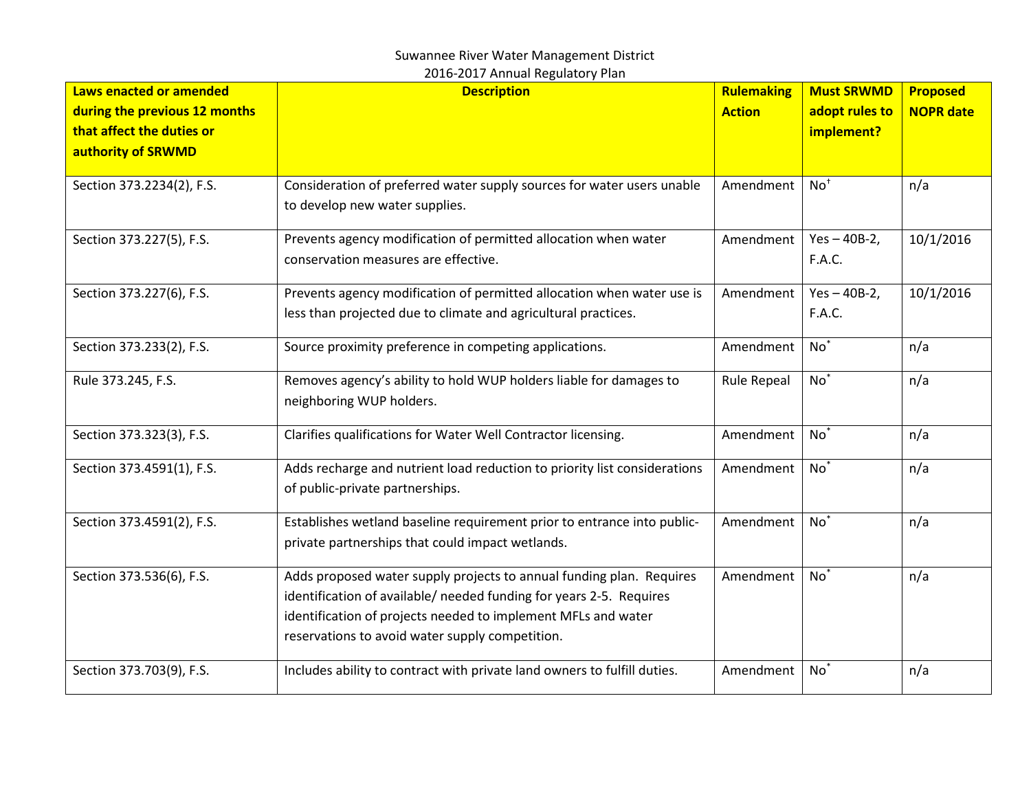Suwannee River Water Management District
2016-2017 Annual Regulatory Plan

| Laws enacted or amended during the previous 12 months that affect the duties or authority of SRWMD | Description | Rulemaking Action | Must SRWMD adopt rules to implement? | Proposed NOPR date |
|---|---|---|---|---|
| Section 373.2234(2), F.S. | Consideration of preferred water supply sources for water users unable to develop new water supplies. | Amendment | No† | n/a |
| Section 373.227(5), F.S. | Prevents agency modification of permitted allocation when water conservation measures are effective. | Amendment | Yes – 40B-2, F.A.C. | 10/1/2016 |
| Section 373.227(6), F.S. | Prevents agency modification of permitted allocation when water use is less than projected due to climate and agricultural practices. | Amendment | Yes – 40B-2, F.A.C. | 10/1/2016 |
| Section 373.233(2), F.S. | Source proximity preference in competing applications. | Amendment | No* | n/a |
| Rule 373.245, F.S. | Removes agency's ability to hold WUP holders liable for damages to neighboring WUP holders. | Rule Repeal | No* | n/a |
| Section 373.323(3), F.S. | Clarifies qualifications for Water Well Contractor licensing. | Amendment | No* | n/a |
| Section 373.4591(1), F.S. | Adds recharge and nutrient load reduction to priority list considerations of public-private partnerships. | Amendment | No* | n/a |
| Section 373.4591(2), F.S. | Establishes wetland baseline requirement prior to entrance into public-private partnerships that could impact wetlands. | Amendment | No* | n/a |
| Section 373.536(6), F.S. | Adds proposed water supply projects to annual funding plan. Requires identification of available/ needed funding for years 2-5. Requires identification of projects needed to implement MFLs and water reservations to avoid water supply competition. | Amendment | No* | n/a |
| Section 373.703(9), F.S. | Includes ability to contract with private land owners to fulfill duties. | Amendment | No* | n/a |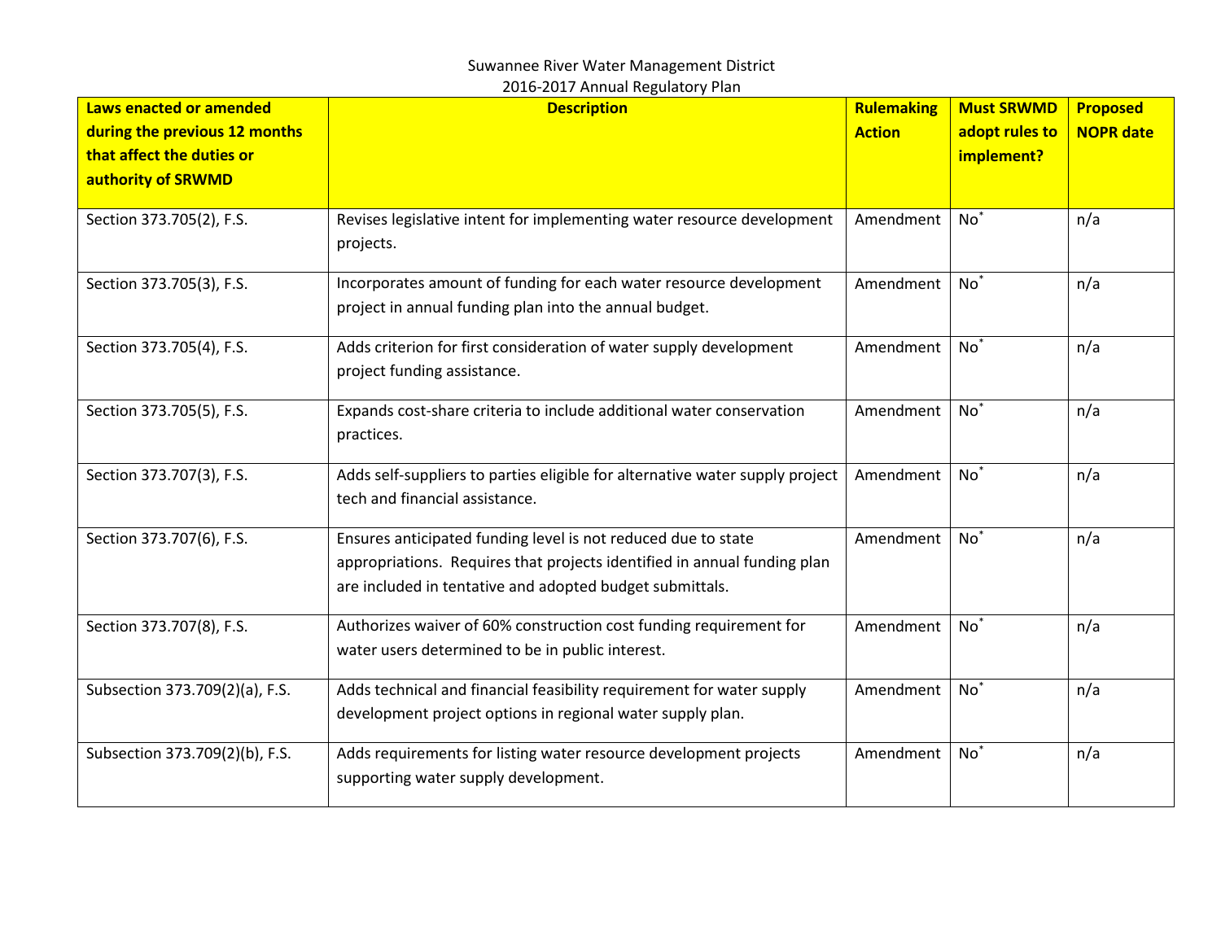Suwannee River Water Management District
2016-2017 Annual Regulatory Plan

| Laws enacted or amended during the previous 12 months that affect the duties or authority of SRWMD | Description | Rulemaking Action | Must SRWMD adopt rules to implement? | Proposed NOPR date |
|---|---|---|---|---|
| Section 373.705(2), F.S. | Revises legislative intent for implementing water resource development projects. | Amendment | No* | n/a |
| Section 373.705(3), F.S. | Incorporates amount of funding for each water resource development project in annual funding plan into the annual budget. | Amendment | No* | n/a |
| Section 373.705(4), F.S. | Adds criterion for first consideration of water supply development project funding assistance. | Amendment | No* | n/a |
| Section 373.705(5), F.S. | Expands cost-share criteria to include additional water conservation practices. | Amendment | No* | n/a |
| Section 373.707(3), F.S. | Adds self-suppliers to parties eligible for alternative water supply project tech and financial assistance. | Amendment | No* | n/a |
| Section 373.707(6), F.S. | Ensures anticipated funding level is not reduced due to state appropriations. Requires that projects identified in annual funding plan are included in tentative and adopted budget submittals. | Amendment | No* | n/a |
| Section 373.707(8), F.S. | Authorizes waiver of 60% construction cost funding requirement for water users determined to be in public interest. | Amendment | No* | n/a |
| Subsection 373.709(2)(a), F.S. | Adds technical and financial feasibility requirement for water supply development project options in regional water supply plan. | Amendment | No* | n/a |
| Subsection 373.709(2)(b), F.S. | Adds requirements for listing water resource development projects supporting water supply development. | Amendment | No* | n/a |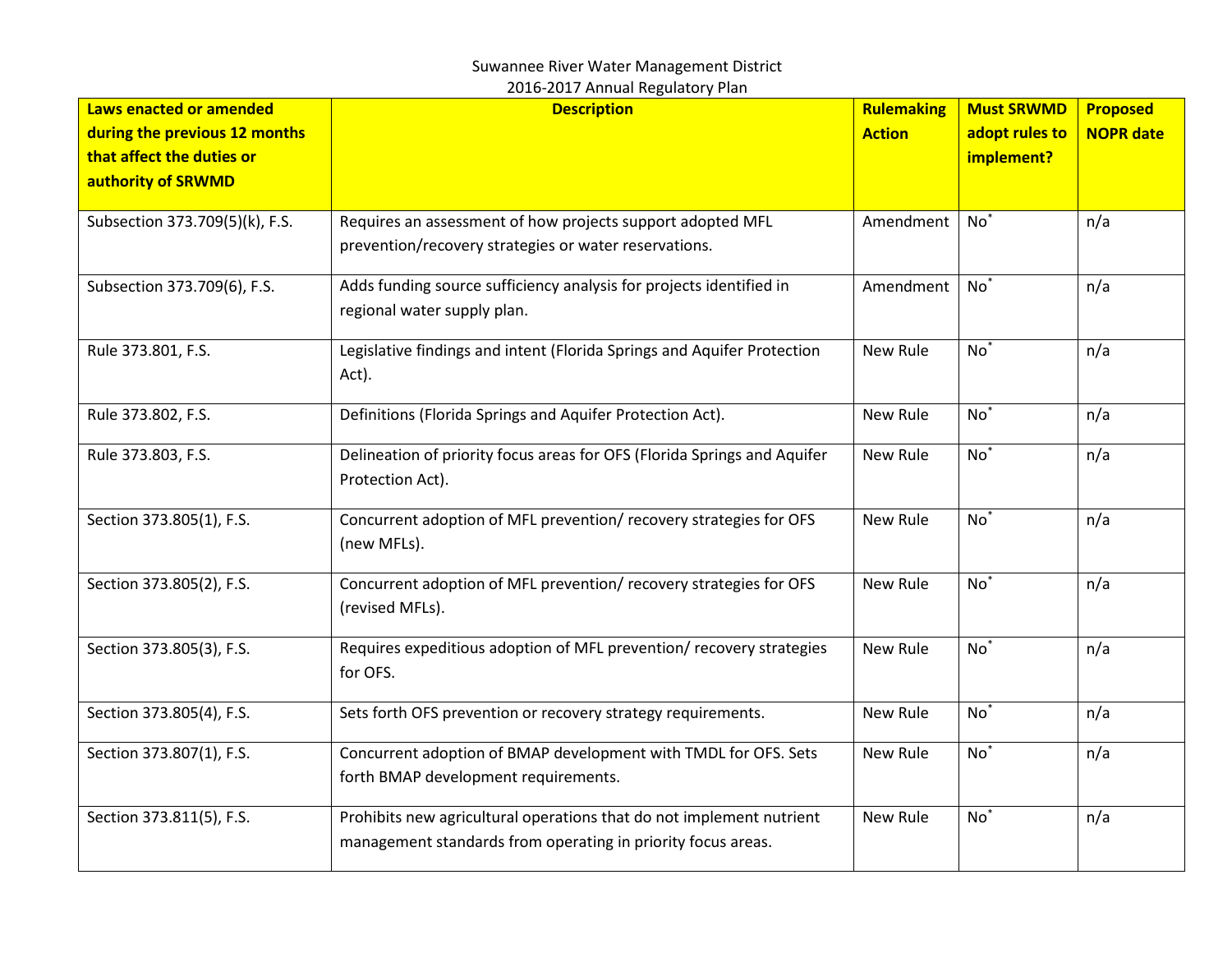Suwannee River Water Management District
2016-2017 Annual Regulatory Plan

| Laws enacted or amended during the previous 12 months that affect the duties or authority of SRWMD | Description | Rulemaking Action | Must SRWMD adopt rules to implement? | Proposed NOPR date |
|---|---|---|---|---|
| Subsection 373.709(5)(k), F.S. | Requires an assessment of how projects support adopted MFL prevention/recovery strategies or water reservations. | Amendment | No* | n/a |
| Subsection 373.709(6), F.S. | Adds funding source sufficiency analysis for projects identified in regional water supply plan. | Amendment | No* | n/a |
| Rule 373.801, F.S. | Legislative findings and intent (Florida Springs and Aquifer Protection Act). | New Rule | No* | n/a |
| Rule 373.802, F.S. | Definitions (Florida Springs and Aquifer Protection Act). | New Rule | No* | n/a |
| Rule 373.803, F.S. | Delineation of priority focus areas for OFS (Florida Springs and Aquifer Protection Act). | New Rule | No* | n/a |
| Section 373.805(1), F.S. | Concurrent adoption of MFL prevention/ recovery strategies for OFS (new MFLs). | New Rule | No* | n/a |
| Section 373.805(2), F.S. | Concurrent adoption of MFL prevention/ recovery strategies for OFS (revised MFLs). | New Rule | No* | n/a |
| Section 373.805(3), F.S. | Requires expeditious adoption of MFL prevention/ recovery strategies for OFS. | New Rule | No* | n/a |
| Section 373.805(4), F.S. | Sets forth OFS prevention or recovery strategy requirements. | New Rule | No* | n/a |
| Section 373.807(1), F.S. | Concurrent adoption of BMAP development with TMDL for OFS. Sets forth BMAP development requirements. | New Rule | No* | n/a |
| Section 373.811(5), F.S. | Prohibits new agricultural operations that do not implement nutrient management standards from operating in priority focus areas. | New Rule | No* | n/a |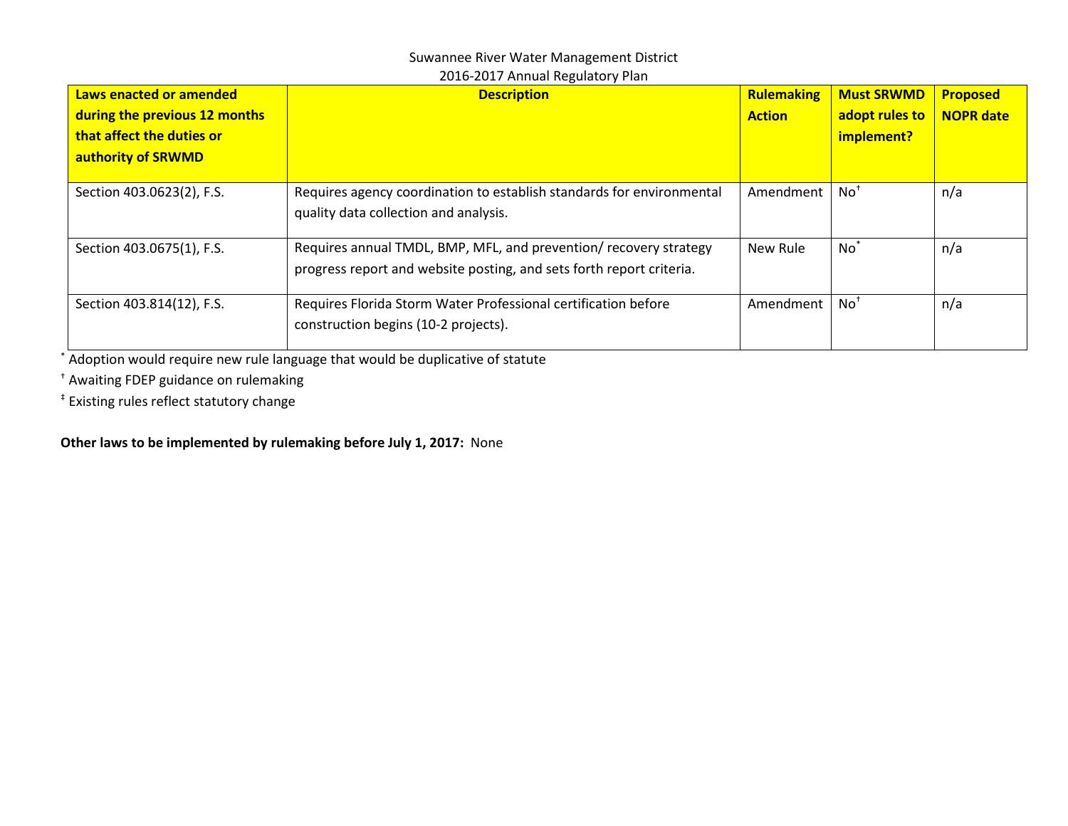Suwannee River Water Management District
2016-2017 Annual Regulatory Plan

| **Laws enacted or amended during the previous 12 months that affect the duties or authority of SRWMD** | **Description** | **Rulemaking Action** | **Must SRWMD adopt rules to implement?** | **Proposed NOPR date** |
|---|---|---|---|---|
| Section 403.0623(2), F.S. | Requires agency coordination to establish standards for environmental quality data collection and analysis. | Amendment | No[†] | n/a |
| Section 403.0675(1), F.S. | Requires annual TMDL, BMP, MFL, and prevention/ recovery strategy progress report and website posting, and sets forth report criteria. | New Rule | No[*] | n/a |
| Section 403.814(12), F.S. | Requires Florida Storm Water Professional certification before construction begins (10-2 projects). | Amendment | No[†] | n/a |

[*] Adoption would require new rule language that would be duplicative of statute

[†] Awaiting FDEP guidance on rulemaking

[‡] Existing rules reflect statutory change

**Other laws to be implemented by rulemaking before July 1, 2017:** None